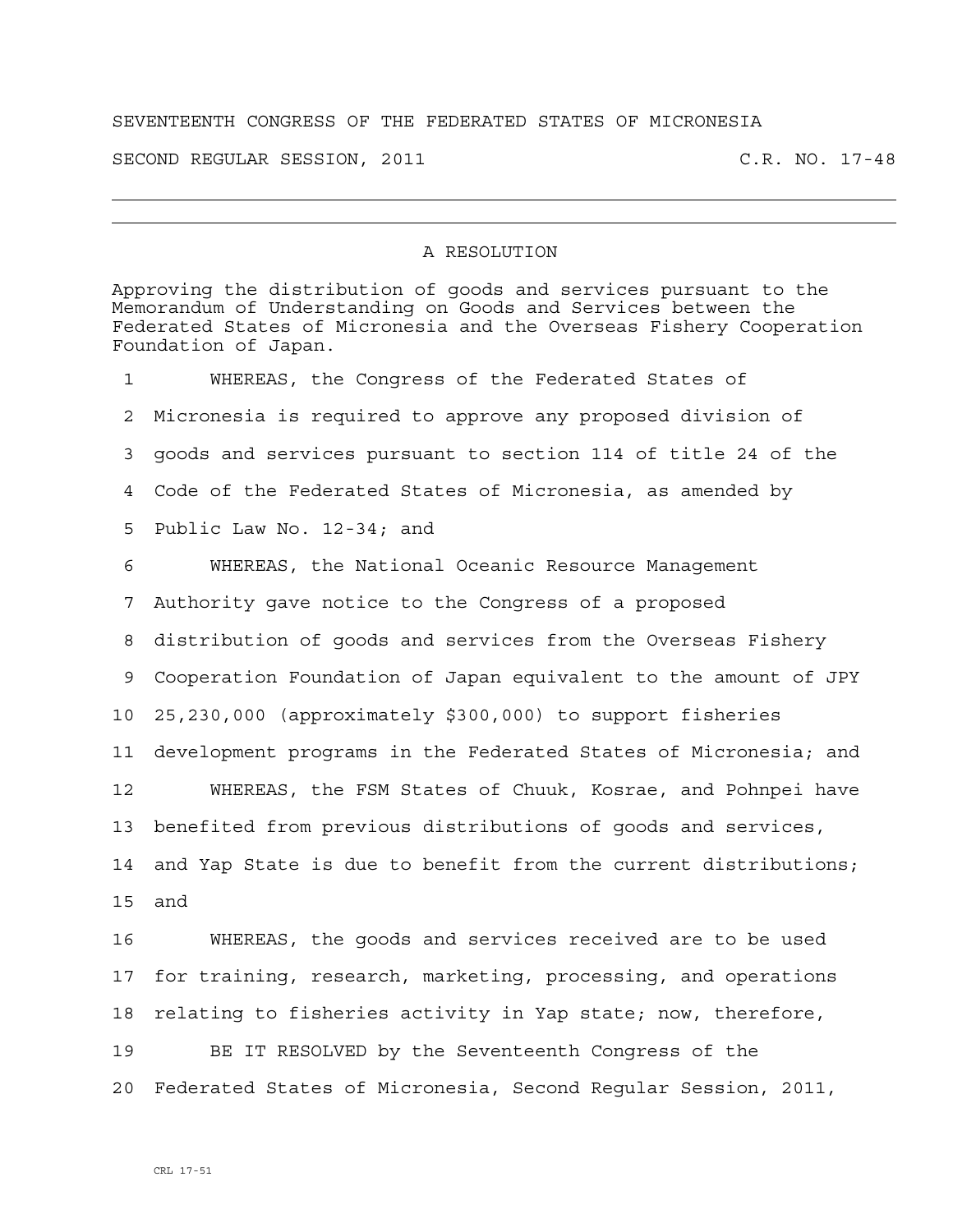SEVENTEENTH CONGRESS OF THE FEDERATED STATES OF MICRONESIA

SECOND REGULAR SESSION, 2011 C.R. NO. 17-48

---

## A RESOLUTION

Approving the distribution of goods and services pursuant to the Memorandum of Understanding on Goods and Services between the Federated States of Micronesia and the Overseas Fishery Cooperation Foundation of Japan.

1 WHEREAS, the Congress of the Federated States of
2 Micronesia is required to approve any proposed division of
3 goods and services pursuant to section 114 of title 24 of the
4 Code of the Federated States of Micronesia, as amended by
5 Public Law No. 12-34; and
6 WHEREAS, the National Oceanic Resource Management
7 Authority gave notice to the Congress of a proposed
8 distribution of goods and services from the Overseas Fishery
9 Cooperation Foundation of Japan equivalent to the amount of JPY
10 25,230,000 (approximately $300,000) to support fisheries
11 development programs in the Federated States of Micronesia; and
12 WHEREAS, the FSM States of Chuuk, Kosrae, and Pohnpei have
13 benefited from previous distributions of goods and services,
14 and Yap State is due to benefit from the current distributions;
15 and
16 WHEREAS, the goods and services received are to be used
17 for training, research, marketing, processing, and operations
18 relating to fisheries activity in Yap state; now, therefore,
19 BE IT RESOLVED by the Seventeenth Congress of the
20 Federated States of Micronesia, Second Regular Session, 2011,

CRL 17-51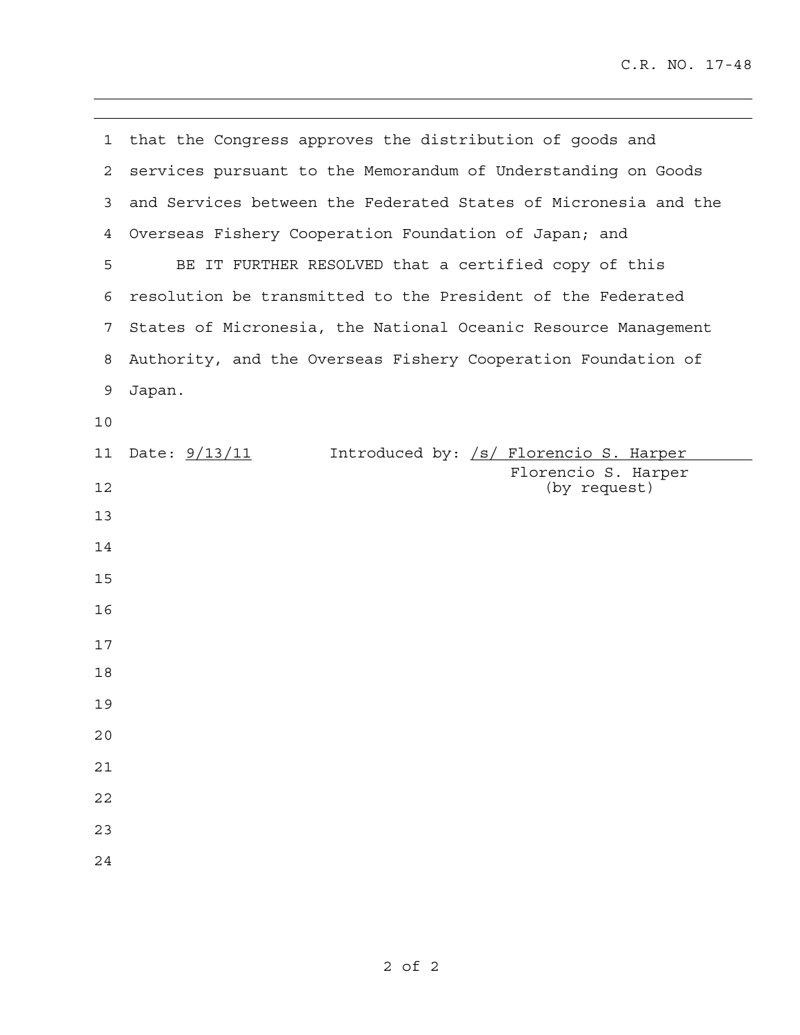that the Congress approves the distribution of goods and services pursuant to the Memorandum of Understanding on Goods and Services between the Federated States of Micronesia and the Overseas Fishery Cooperation Foundation of Japan; and

BE IT FURTHER RESOLVED that a certified copy of this resolution be transmitted to the President of the Federated States of Micronesia, the National Oceanic Resource Management Authority, and the Overseas Fishery Cooperation Foundation of Japan.

Date: 9/13/11 Introduced by: /s/ Florencio S. Harper

Florencio S. Harper
(by request)